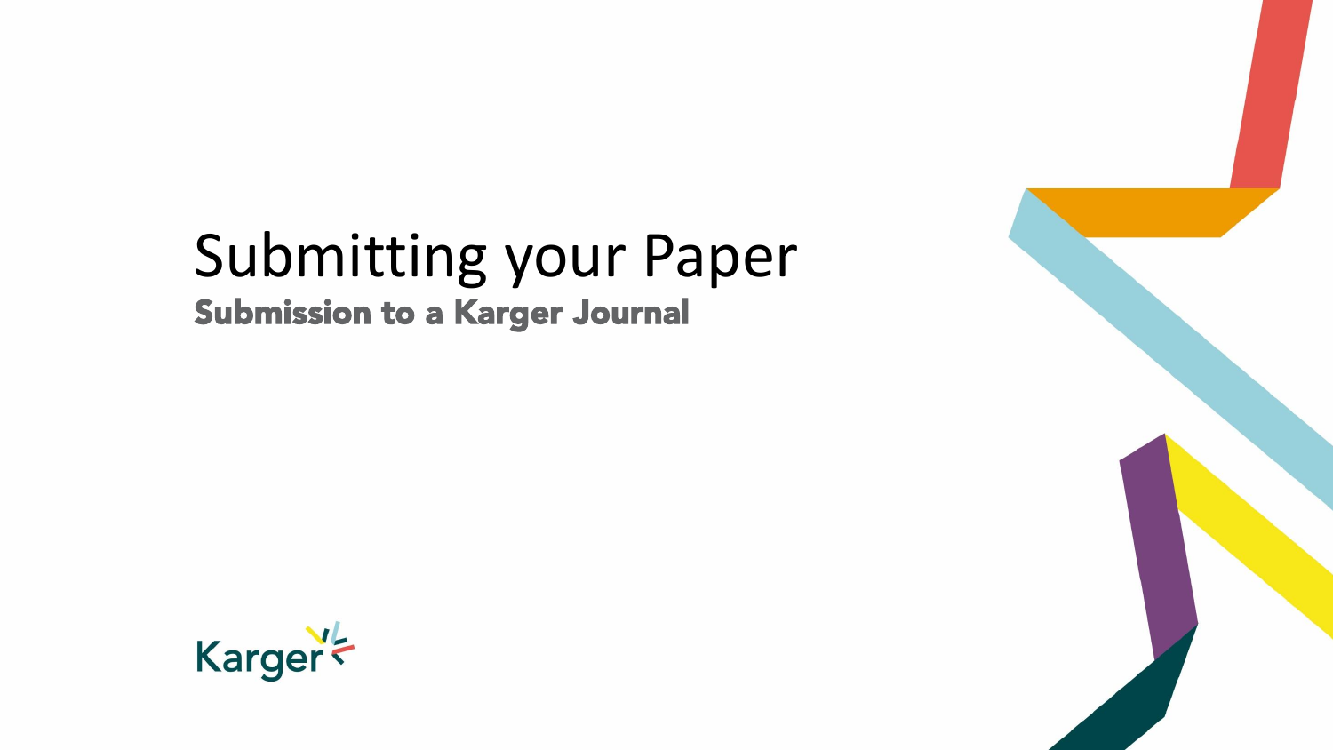# Submitting your Paper

## Submission to a Karger Journal

Karger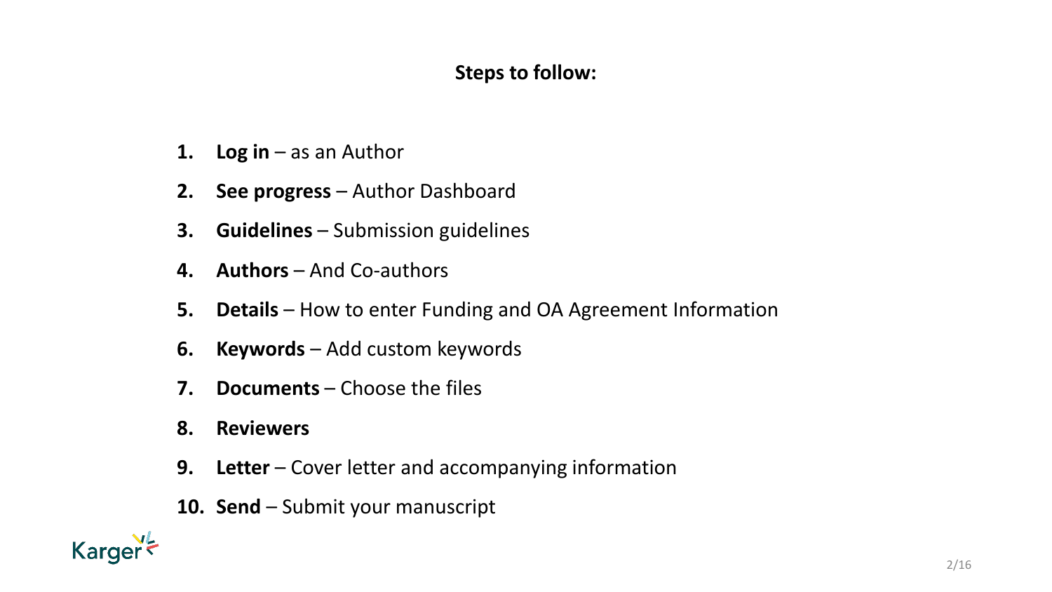**Steps to follow:**

1. **Log in** – as an Author
2. **See progress** – Author Dashboard
3. **Guidelines** – Submission guidelines
4. **Authors** – And Co-authors
5. **Details** – How to enter Funding and OA Agreement Information
6. **Keywords** – Add custom keywords
7. **Documents** – Choose the files
8. **Reviewers**
9. **Letter** – Cover letter and accompanying information
10. **Send** – Submit your manuscript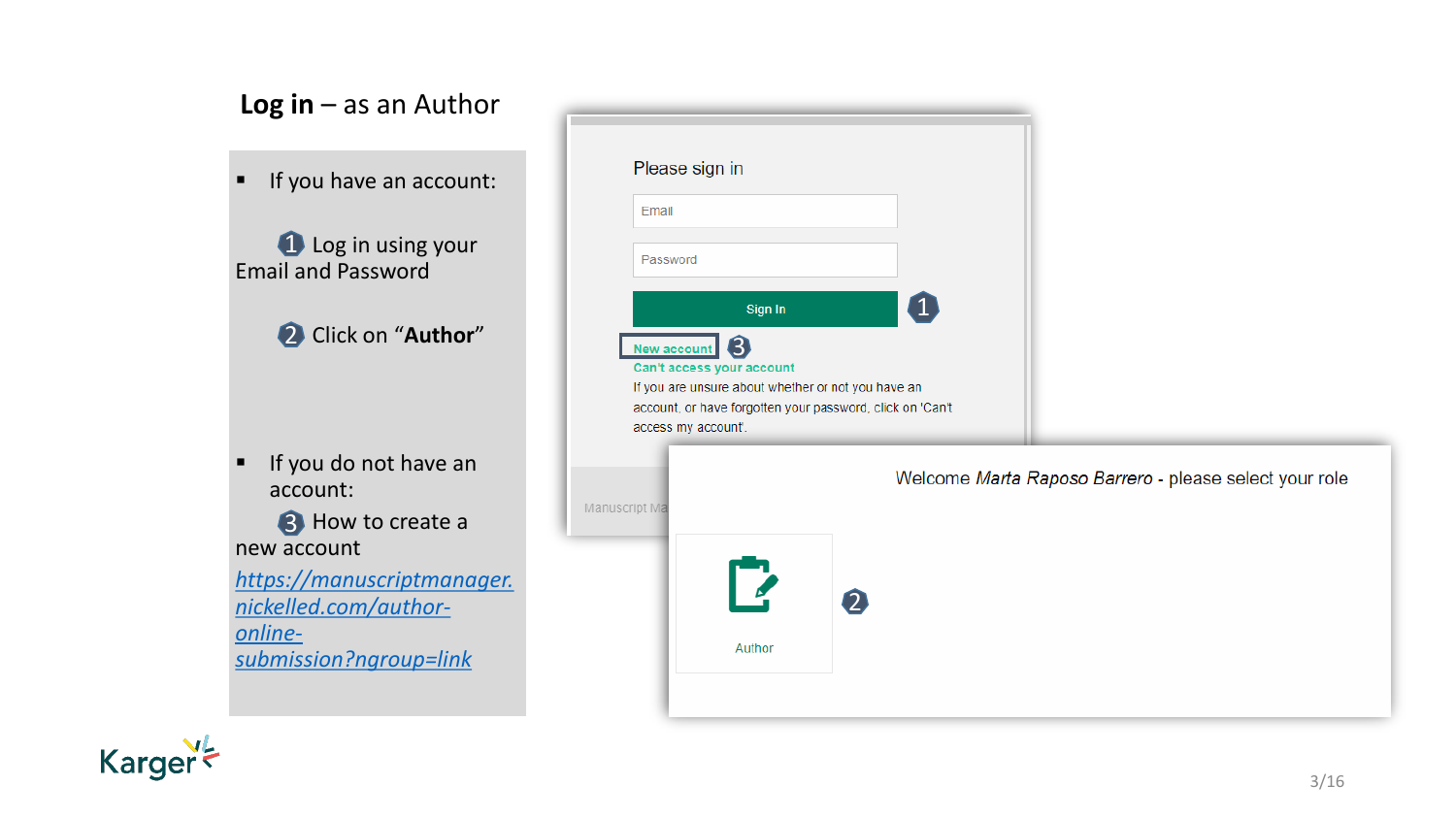# **Log in** – as an Author

- If you have an account:

  1 Log in using your Email and Password

  2 Click on "**Author**"

- If you do not have an account:

  3 How to create a new account

  [https://manuscriptmanager.nickelled.com/author-online-submission?ngroup=link](https://manuscriptmanager.nickelled.com/author-online-submission?ngroup=link)

Please sign in

Email

Password

Sign In 1

New account 3

Can't access your account

If you are unsure about whether or not you have an account, or have forgotten your password, click on 'Can't access my account'.

Welcome *Marta Raposo Barrero* - please select your role

Author 2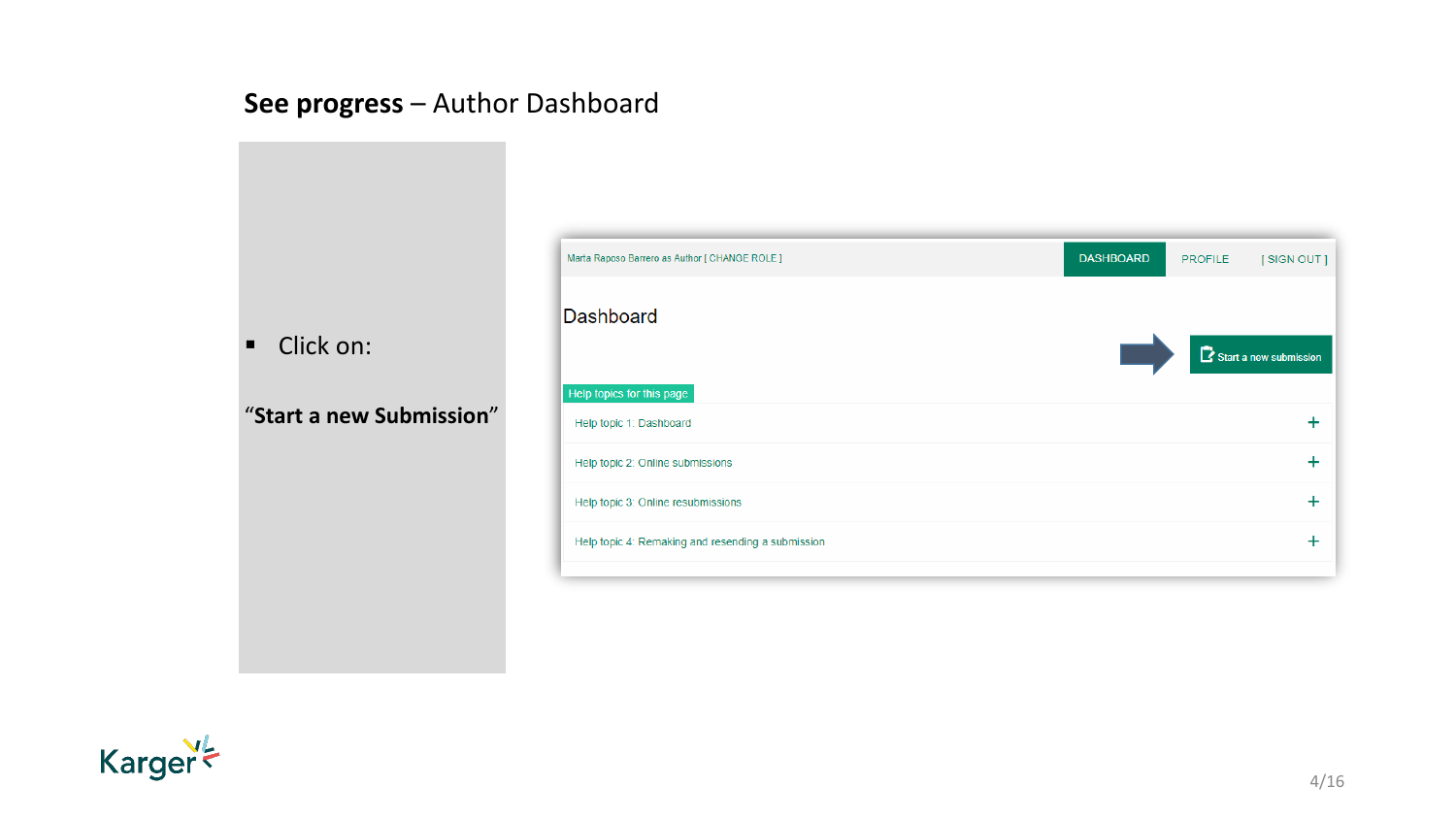## **See progress** – Author Dashboard

- Click on:

**"Start a new Submission"**

Marta Raposo Barrero as Author [ CHANGE ROLE ]    DASHBOARD    PROFILE    [ SIGN OUT ]

Dashboard

Start a new submission

Help topics for this page

Help topic 1: Dashboard +

Help topic 2: Online submissions +

Help topic 3: Online resubmissions +

Help topic 4: Remaking and resending a submission +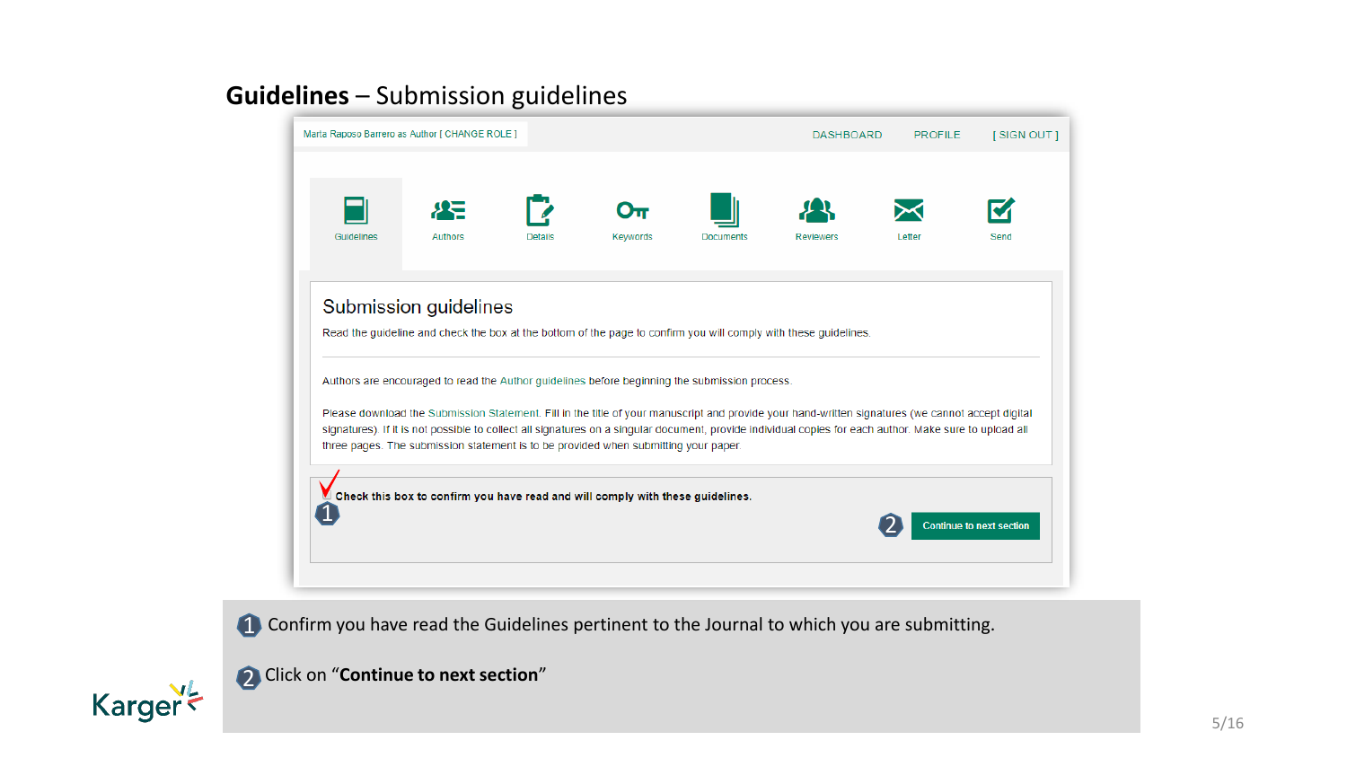# **Guidelines** – Submission guidelines

Marta Raposo Barrero as Author [ CHANGE ROLE ]

DASHBOARD PROFILE [ SIGN OUT ]

Guidelines | Authors | Details | Keywords | Documents | Reviewers | Letter | Send

## Submission guidelines

Read the guideline and check the box at the bottom of the page to confirm you will comply with these guidelines.

Authors are encouraged to read the Author guidelines before beginning the submission process.

Please download the Submission Statement. Fill in the title of your manuscript and provide your hand-written signatures (we cannot accept digital signatures). If it is not possible to collect all signatures on a singular document, provide individual copies for each author. Make sure to upload all three pages. The submission statement is to be provided when submitting your paper.

**Check this box to confirm you have read and will comply with these guidelines.**

Continue to next section

1. Confirm you have read the Guidelines pertinent to the Journal to which you are submitting.
2. Click on "**Continue to next section**"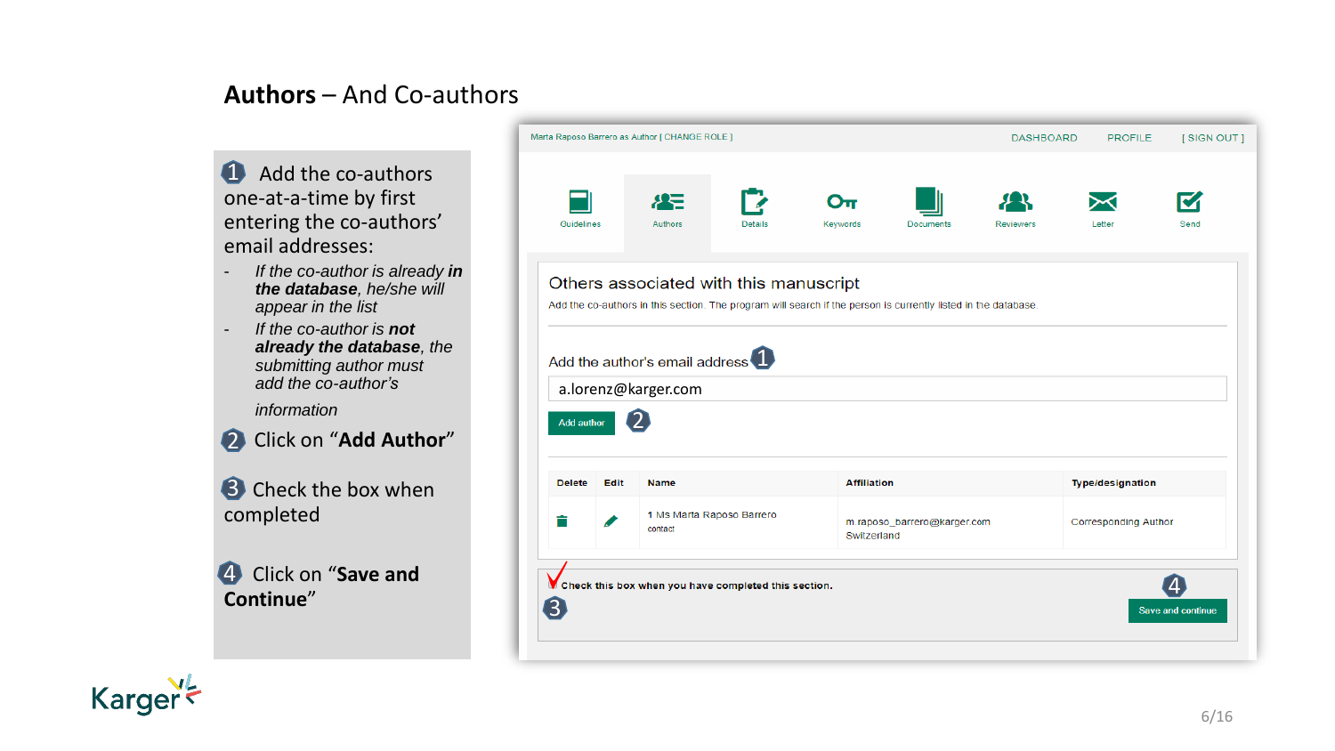# **Authors** – And Co-authors

1. Add the co-authors one-at-a-time by first entering the co-authors' email addresses:
   - *If the co-author is already **in the database**, he/she will appear in the list*
   - *If the co-author is **not already the database**, the submitting author must add the co-author's information*
2. Click on "**Add Author**"
3. Check the box when completed
4. Click on "**Save and Continue**"

Marta Raposo Barrero as Author | CHANGE ROLE ]

DASHBOARD PROFILE [ SIGN OUT ]

Guidelines Authors Details Keywords Documents Reviewers Letter Send

## Others associated with this manuscript

Add the co-authors in this section. The program will search if the person is currently listed in the database.

Add the author's email address 1

a.lorenz@karger.com

Add author 2

| Delete | Edit | Name | Affiliation | Type/designation |
|---|---|---|---|---|
| | | 1 Ms Marta Raposo Barrero contact | m raposo_barrero@karger.com Switzerland | Corresponding Author |

✓ Check this box when you have completed this section. 3

4 Save and continue

Karger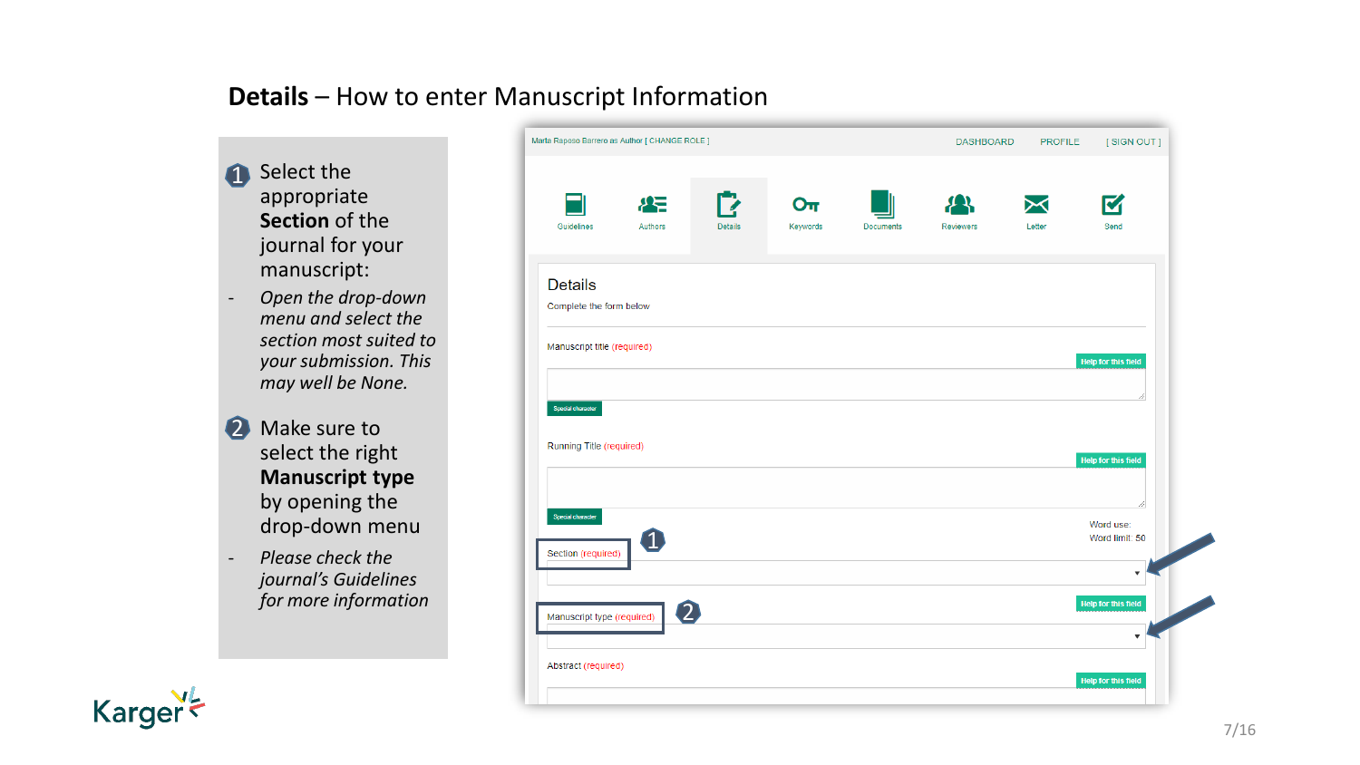## **Details** – How to enter Manuscript Information

1. Select the appropriate **Section** of the journal for your manuscript:
   - *Open the drop-down menu and select the section most suited to your submission. This may well be None.*

2. Make sure to select the right **Manuscript type** by opening the drop-down menu
   - *Please check the journal's Guidelines for more information*

Marta Raposo Barrero as Author [ CHANGE ROLE ] DASHBOARD PROFILE [ SIGN OUT ]

Guidelines | Authors | Details | Keywords | Documents | Reviewers | Letter | Send

Details

Complete the form below

Manuscript title (required) — Help for this field — Special character

Running Title (required) — Help for this field — Special character

Word use:
Word limit: 50

Section (required) ①

Manuscript type (required) ② — Help for this field

Abstract (required) — Help for this field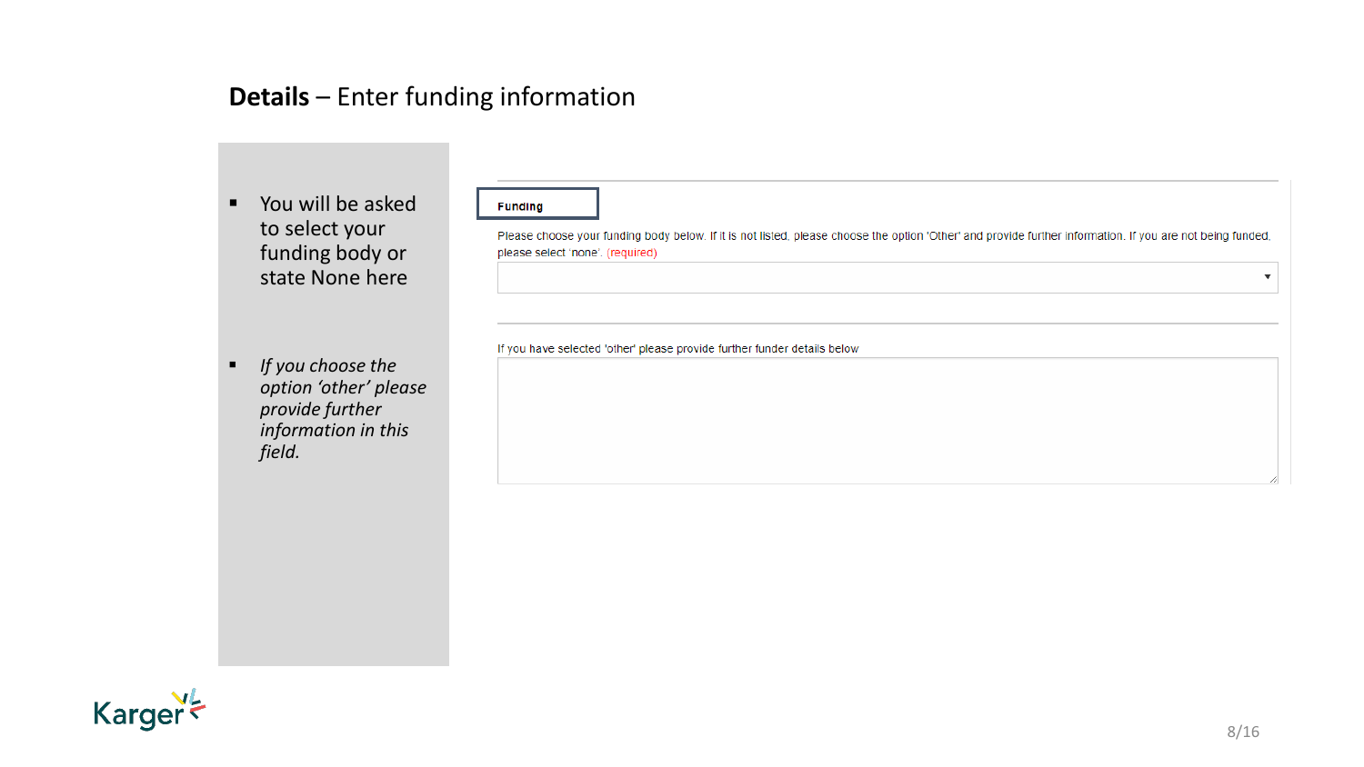**Details** – Enter funding information

- You will be asked to select your funding body or state None here

- *If you choose the option 'other' please provide further information in this field.*

**Funding**

Please choose your funding body below. If it is not listed, please choose the option 'Other' and provide further information. If you are not being funded, please select 'none'. (required)

If you have selected 'other' please provide further funder details below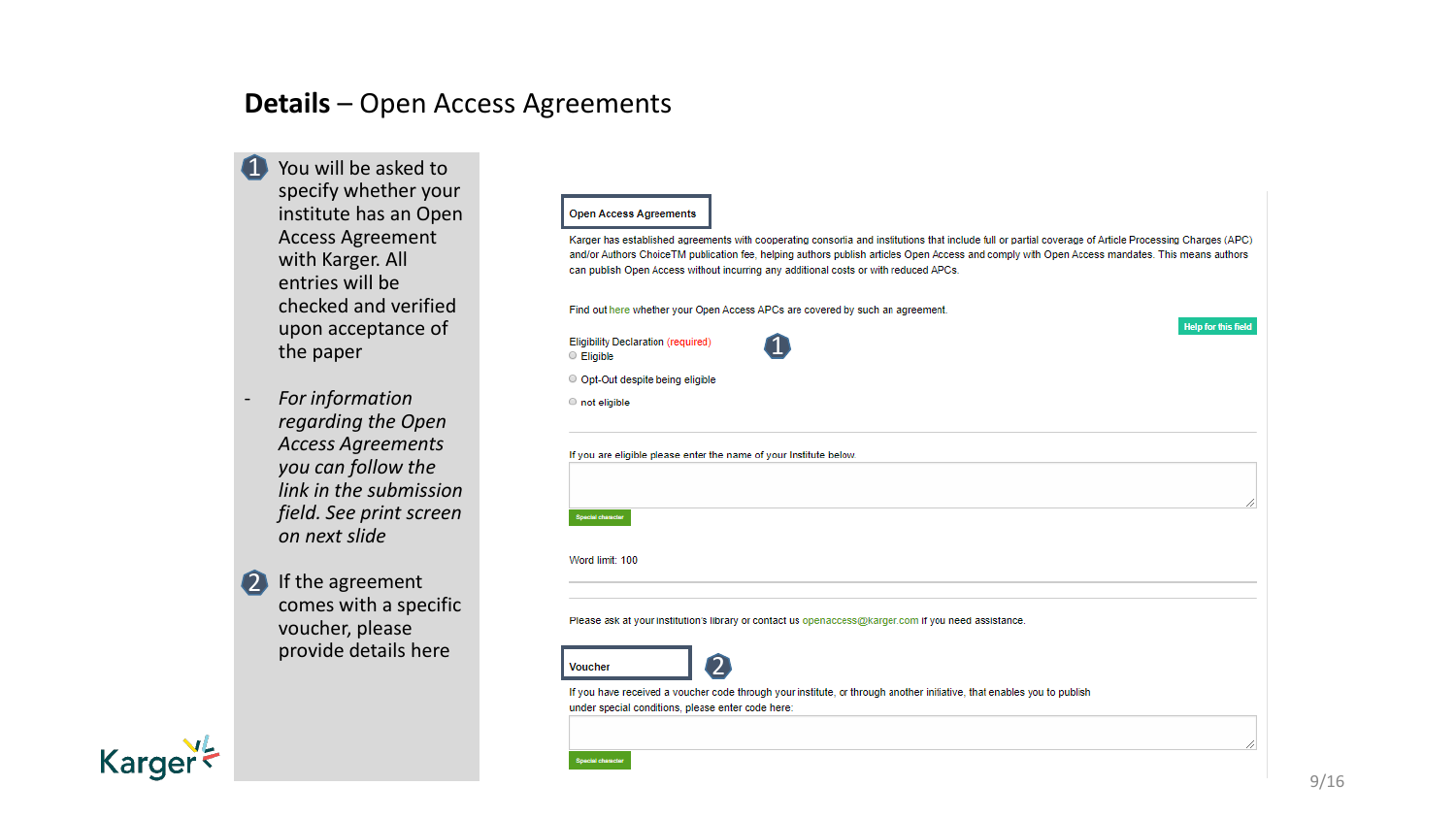# **Details** – Open Access Agreements

1. You will be asked to specify whether your institute has an Open Access Agreement with Karger. All entries will be checked and verified upon acceptance of the paper

   - *For information regarding the Open Access Agreements you can follow the link in the submission field. See print screen on next slide*

2. If the agreement comes with a specific voucher, please provide details here

---

**Open Access Agreements**

Karger has established agreements with cooperating consortia and institutions that include full or partial coverage of Article Processing Charges (APC) and/or Authors ChoiceTM publication fee, helping authors publish articles Open Access and comply with Open Access mandates. This means authors can publish Open Access without incurring any additional costs or with reduced APCs.

Find out here whether your Open Access APCs are covered by such an agreement.

Help for this field

Eligibility Declaration (required) ①

- Eligible
- Opt-Out despite being eligible
- not eligible

If you are eligible please enter the name of your Institute below

Special character

Word limit: 100

Please ask at your institution's library or contact us openaccess@karger.com if you need assistance.

**Voucher** ②

If you have received a voucher code through your institute, or through another initiative, that enables you to publish under special conditions, please enter code here:

Special character

Karger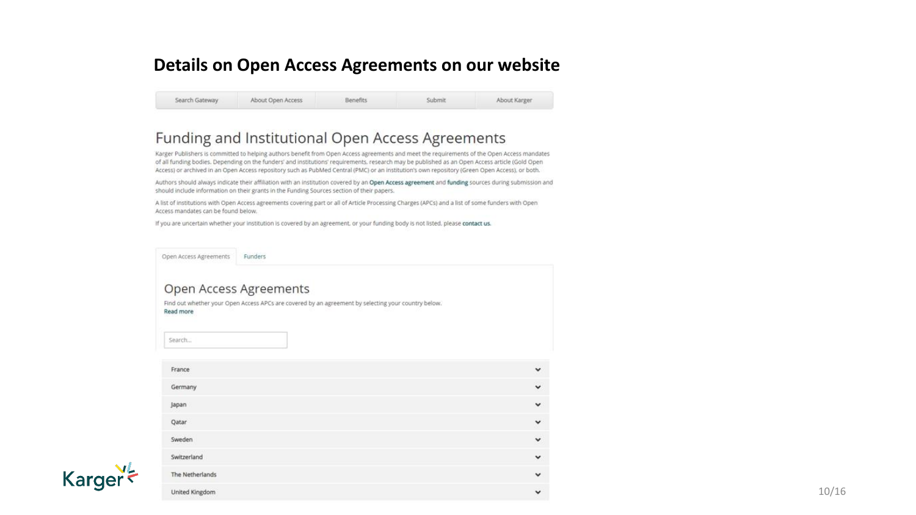# Details on Open Access Agreements on our website

Search Gateway | About Open Access | Benefits | Submit | About Karger

## Funding and Institutional Open Access Agreements

Karger Publishers is committed to helping authors benefit from Open Access agreements and meet the requirements of the Open Access mandates of all funding bodies. Depending on the funders' and institutions' requirements, research may be published as an Open Access article (Gold Open Access) or archived in an Open Access repository such as PubMed Central (PMC) or an institution's own repository (Green Open Access), or both.

Authors should always indicate their affiliation with an institution covered by an **Open Access agreement** and **funding** sources during submission and should include information on their grants in the Funding Sources section of their papers.

A list of institutions with Open Access agreements covering part or all of Article Processing Charges (APCs) and a list of some funders with Open Access mandates can be found below.

If you are uncertain whether your institution is covered by an agreement, or your funding body is not listed, please **contact us**.

Open Access Agreements | Funders

### Open Access Agreements

Find out whether your Open Access APCs are covered by an agreement by selecting your country below.

**Read more**

Search...

- France
- Germany
- Japan
- Qatar
- Sweden
- Switzerland
- The Netherlands
- United Kingdom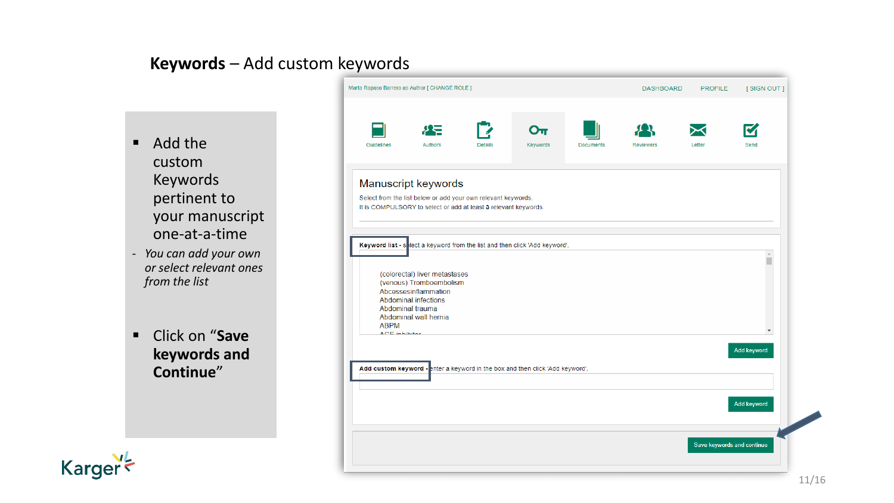## **Keywords** – Add custom keywords

- Add the custom Keywords pertinent to your manuscript one-at-a-time
  - *You can add your own or select relevant ones from the list*

- Click on "**Save keywords and Continue**"

Marta Raposo Barrero as Author [ CHANGE ROLE ]

DASHBOARD PROFILE [ SIGN OUT ]

Guidelines Authors Details Keywords Documents Reviewers Letter Send

Manuscript keywords

Select from the list below or add your own relevant keywords.
It is COMPULSORY to select or add at least 3 relevant keywords.

**Keyword list -** select a keyword from the list and then click 'Add keyword'.

(colorectal) liver metastases
(venous) Tromboembolism
Abcessesinflammation
Abdominal infections
Abdominal trauma
Abdominal wall hernia
ABPM
ACE inhibitor

Add keyword

**Add custom keyword -** enter a keyword in the box and then click 'Add keyword'.

Add keyword

Save keywords and continue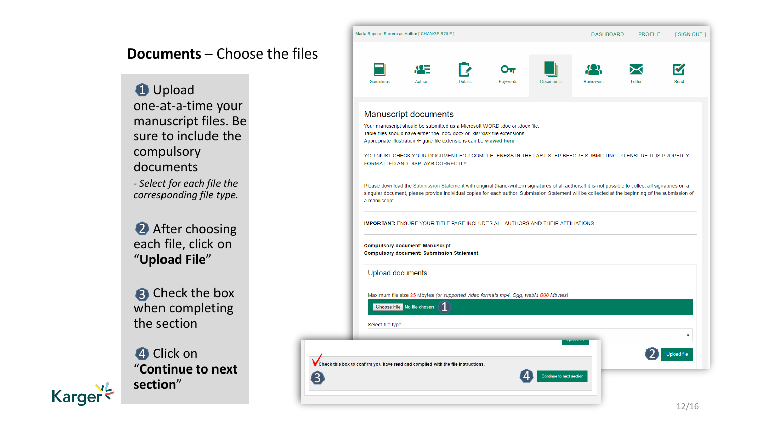## **Documents** – Choose the files

1. Upload one-at-a-time your manuscript files. Be sure to include the compulsory documents
   - *Select for each file the corresponding file type.*

2. After choosing each file, click on "**Upload File**"

3. Check the box when completing the section

4. Click on "**Continue to next section**"

Marta Raposo Barrero as Author | CHANGE ROLE ]

DASHBOARD PROFILE [ SIGN OUT ]

Guidelines | Authors | Details | Keywords | Documents | Reviewers | Letter | Send

### Manuscript documents

Your manuscript should be submitted as a Microsoft WORD .doc or .docx file.
Table files should have either the .doc/.docx or .xls/.xlsx file extensions.
Appropriate illustration /Figure file extensions can be **viewed here**

YOU MUST CHECK YOUR DOCUMENT FOR COMPLETENESS IN THE LAST STEP BEFORE SUBMITTING TO ENSURE IT IS PROPERLY FORMATTED AND DISPLAYS CORRECTLY

Please download the Submission Statement with original (hand-written) signatures of all authors.If it is not possible to collect all signatures on a singular document, please provide individual copies for each author. Submission Statement will be collected at the beginning of the submission of a manuscript.

**IMPORTANT:** ENSURE YOUR TITLE PAGE INCLUDES ALL AUTHORS AND THEIR AFFILIATIONS.

**Compulsory document: Manuscript**
**Compulsory document: Submission Statement**

#### Upload documents

Maximum file size 25 Mbytes *(or supported video formats mp4, Ogg, webM 800 Mbytes)*

Choose File No file chosen (1)

Select file type

(2) Upload file

(3) Check this box to confirm you have read and complied with the file instructions.

(4) Continue to next section

Karger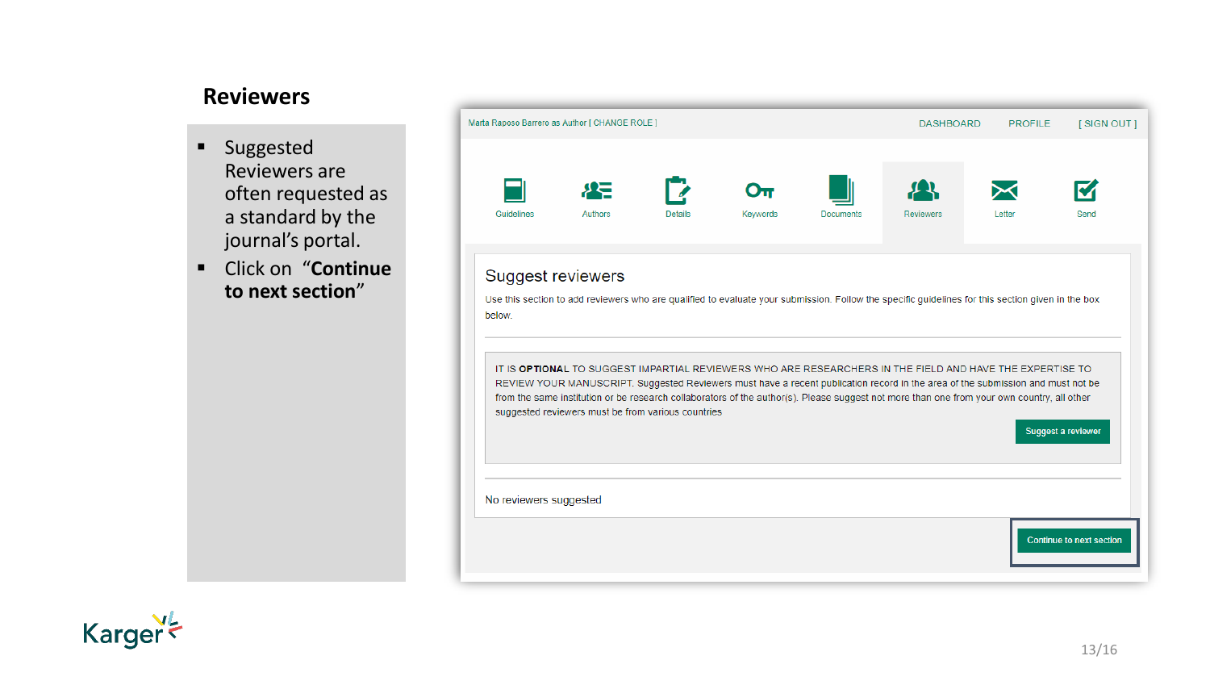## Reviewers

- Suggested Reviewers are often requested as a standard by the journal's portal.
- Click on "**Continue to next section**"

Marta Raposo Barrero as Author [ CHANGE ROLE ]

DASHBOARD PROFILE [ SIGN OUT ]

Guidelines | Authors | Details | Keywords | Documents | Reviewers | Letter | Send

### Suggest reviewers

Use this section to add reviewers who are qualified to evaluate your submission. Follow the specific guidelines for this section given in the box below.

IT IS **OPTIONAL** TO SUGGEST IMPARTIAL REVIEWERS WHO ARE RESEARCHERS IN THE FIELD AND HAVE THE EXPERTISE TO REVIEW YOUR MANUSCRIPT. Suggested Reviewers must have a recent publication record in the area of the submission and must not be from the same institution or be research collaborators of the author(s). Please suggest not more than one from your own country, all other suggested reviewers must be from various countries

Suggest a reviewer

No reviewers suggested

Continue to next section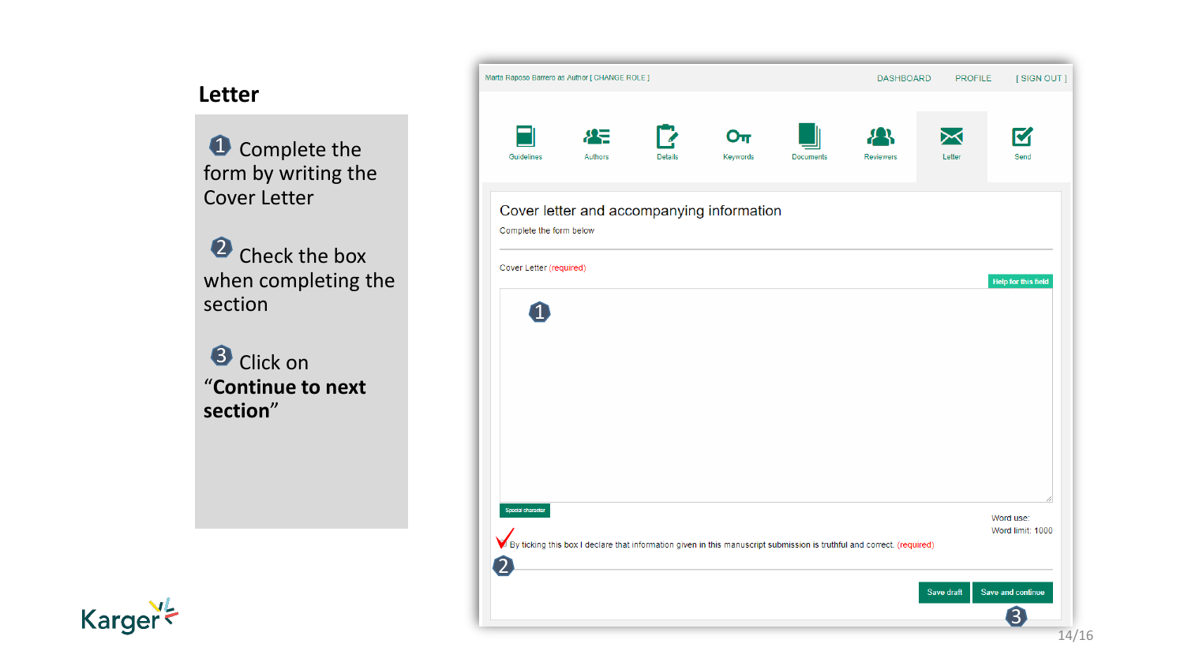## Letter

1. Complete the form by writing the Cover Letter

2. Check the box when completing the section

3. Click on "**Continue to next section**"

Marta Raposo Barrero as Author [ CHANGE ROLE ] DASHBOARD PROFILE [ SIGN OUT ]

Guidelines | Authors | Details | Keywords | Documents | Reviewers | Letter | Send

### Cover letter and accompanying information

Complete the form below

Cover Letter (required)

Help for this field

Special character

Word use:
Word limit: 1000

By ticking this box I declare that information given in this manuscript submission is truthful and correct. (required)

Save draft | Save and continue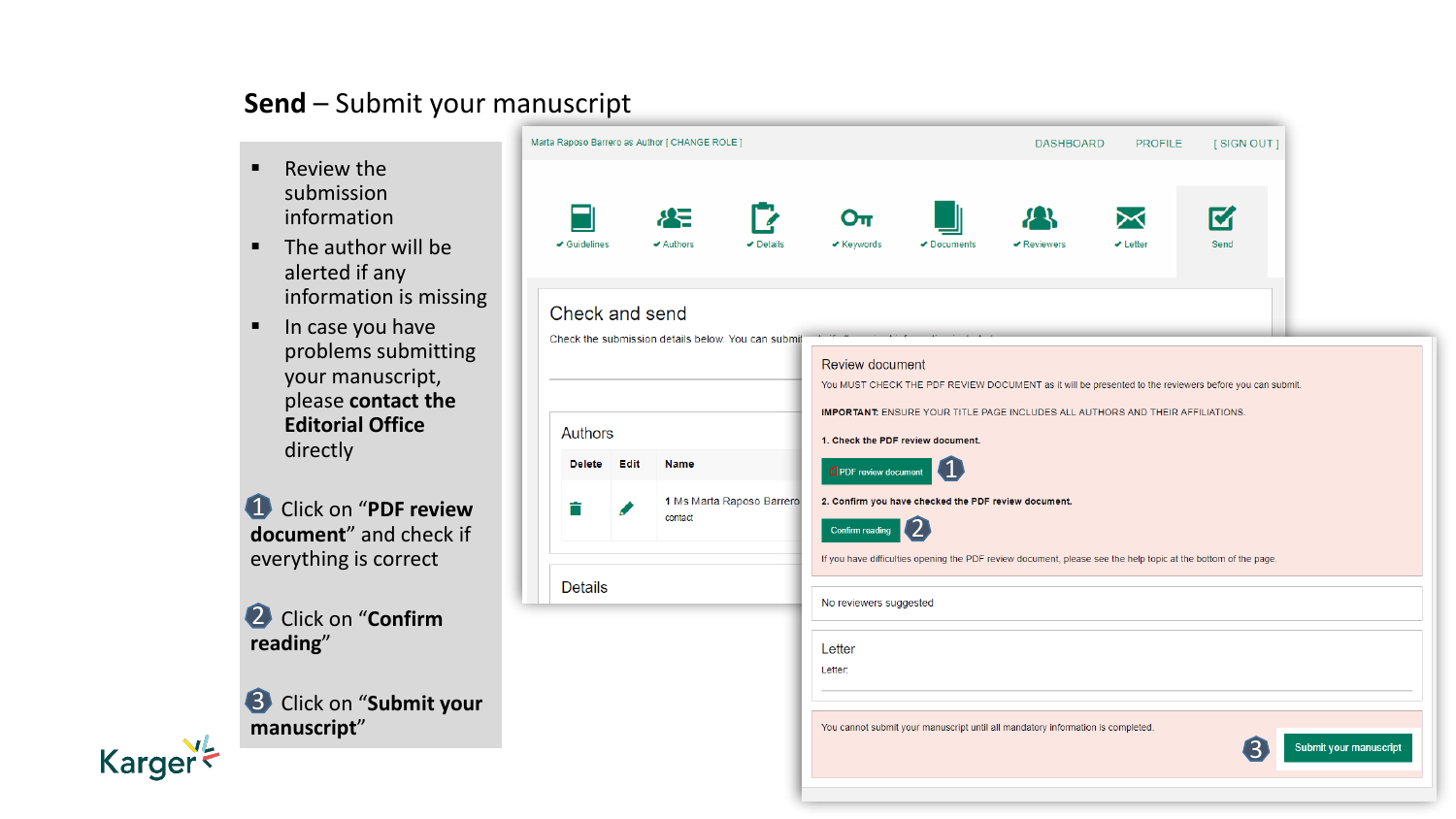## **Send** – Submit your manuscript

- Review the submission information
- The author will be alerted if any information is missing
- In case you have problems submitting your manuscript, please **contact the Editorial Office** directly

1 Click on "**PDF review document**" and check if everything is correct

2 Click on "**Confirm reading**"

3 Click on "**Submit your manuscript**"

Marta Raposo Barrero as Author [ CHANGE ROLE ]

DASHBOARD PROFILE [ SIGN OUT ]

✔ Guidelines ✔ Authors ✔ Details ✔ Keywords ✔ Documents ✔ Reviewers ✔ Letter Send

Check and send

Check the submission details below. You can submit

Authors

| Delete | Edit | Name |
|---|---|---|
| | | 1 Ms Marta Raposo Barrero contact |

Details

Review document

You MUST CHECK THE PDF REVIEW DOCUMENT as it will be presented to the reviewers before you can submit.

**IMPORTANT:** ENSURE YOUR TITLE PAGE INCLUDES ALL AUTHORS AND THEIR AFFILIATIONS.

**1. Check the PDF review document.**

PDF review document 1

**2. Confirm you have checked the PDF review document.**

Confirm reading 2

If you have difficulties opening the PDF review document, please see the help topic at the bottom of the page.

No reviewers suggested

Letter

Letter:

You cannot submit your manuscript until all mandatory information is completed.

3 Submit your manuscript

Karger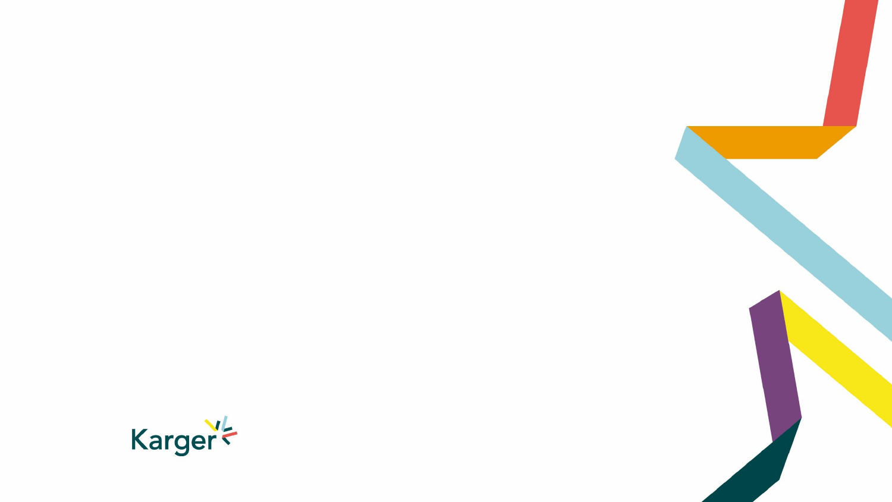Karger